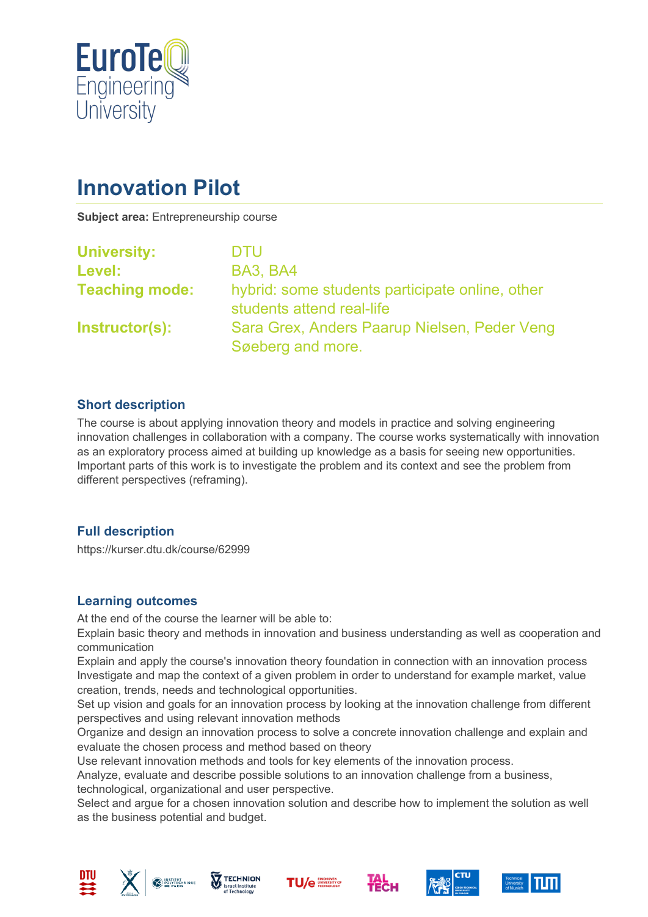# Innovation Pilot

**Subject area:** Entrepreneurship course

**University:** DTU
**Level:** BA3, BA4
**Teaching mode:** hybrid: some students participate online, other students attend real-life
**Instructor(s):** Sara Grex, Anders Paarup Nielsen, Peder Veng Søeberg and more.

## Short description

The course is about applying innovation theory and models in practice and solving engineering innovation challenges in collaboration with a company. The course works systematically with innovation as an exploratory process aimed at building up knowledge as a basis for seeing new opportunities. Important parts of this work is to investigate the problem and its context and see the problem from different perspectives (reframing).

## Full description

https://kurser.dtu.dk/course/62999

## Learning outcomes

At the end of the course the learner will be able to:
Explain basic theory and methods in innovation and business understanding as well as cooperation and communication
Explain and apply the course's innovation theory foundation in connection with an innovation process
Investigate and map the context of a given problem in order to understand for example market, value creation, trends, needs and technological opportunities.
Set up vision and goals for an innovation process by looking at the innovation challenge from different perspectives and using relevant innovation methods
Organize and design an innovation process to solve a concrete innovation challenge and explain and evaluate the chosen process and method based on theory
Use relevant innovation methods and tools for key elements of the innovation process.
Analyze, evaluate and describe possible solutions to an innovation challenge from a business, technological, organizational and user perspective.
Select and argue for a chosen innovation solution and describe how to implement the solution as well as the business potential and budget.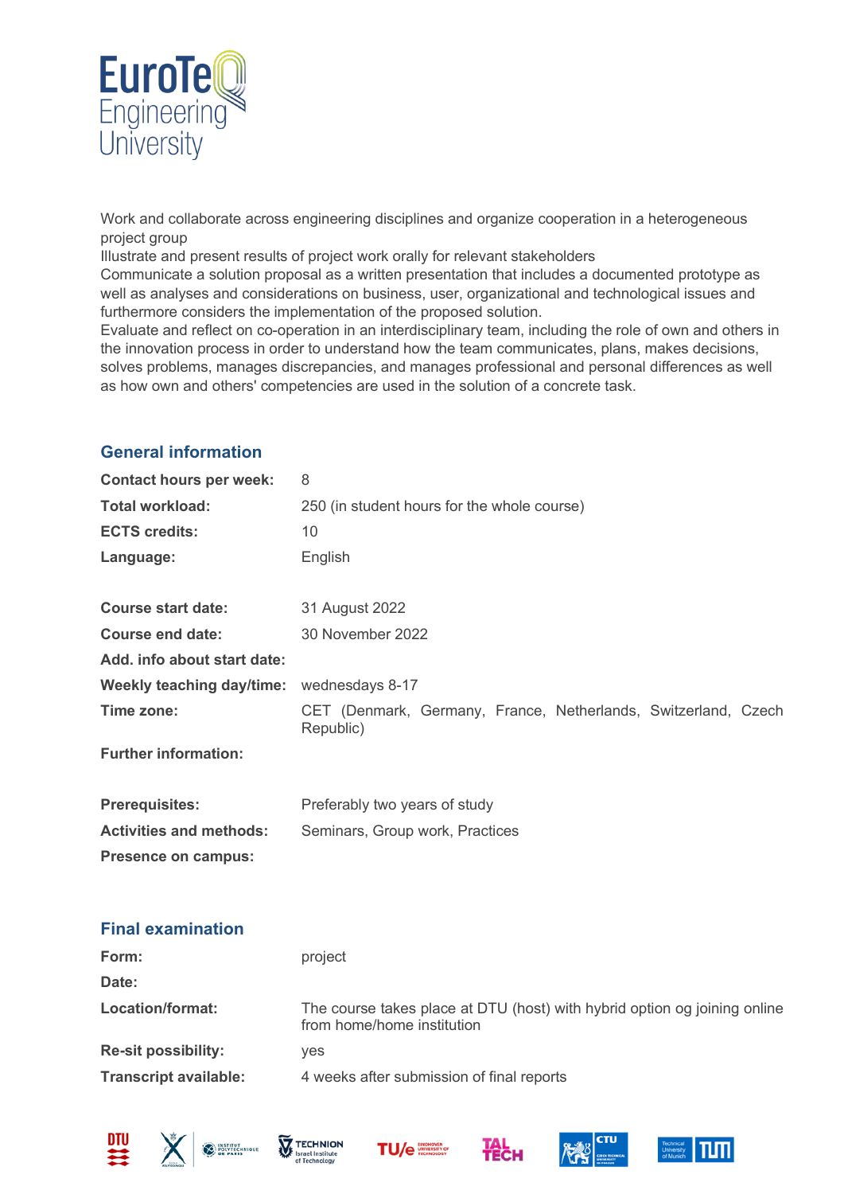Work and collaborate across engineering disciplines and organize cooperation in a heterogeneous project group

Illustrate and present results of project work orally for relevant stakeholders

Communicate a solution proposal as a written presentation that includes a documented prototype as well as analyses and considerations on business, user, organizational and technological issues and furthermore considers the implementation of the proposed solution.

Evaluate and reflect on co-operation in an interdisciplinary team, including the role of own and others in the innovation process in order to understand how the team communicates, plans, makes decisions, solves problems, manages discrepancies, and manages professional and personal differences as well as how own and others' competencies are used in the solution of a concrete task.

## General information

| | |
|---|---|
| **Contact hours per week:** | 8 |
| **Total workload:** | 250 (in student hours for the whole course) |
| **ECTS credits:** | 10 |
| **Language:** | English |
| **Course start date:** | 31 August 2022 |
| **Course end date:** | 30 November 2022 |
| **Add. info about start date:** | |
| **Weekly teaching day/time:** | wednesdays 8-17 |
| **Time zone:** | CET (Denmark, Germany, France, Netherlands, Switzerland, Czech Republic) |
| **Further information:** | |
| **Prerequisites:** | Preferably two years of study |
| **Activities and methods:** | Seminars, Group work, Practices |
| **Presence on campus:** | |

## Final examination

| | |
|---|---|
| **Form:** | project |
| **Date:** | |
| **Location/format:** | The course takes place at DTU (host) with hybrid option og joining online from home/home institution |
| **Re-sit possibility:** | yes |
| **Transcript available:** | 4 weeks after submission of final reports |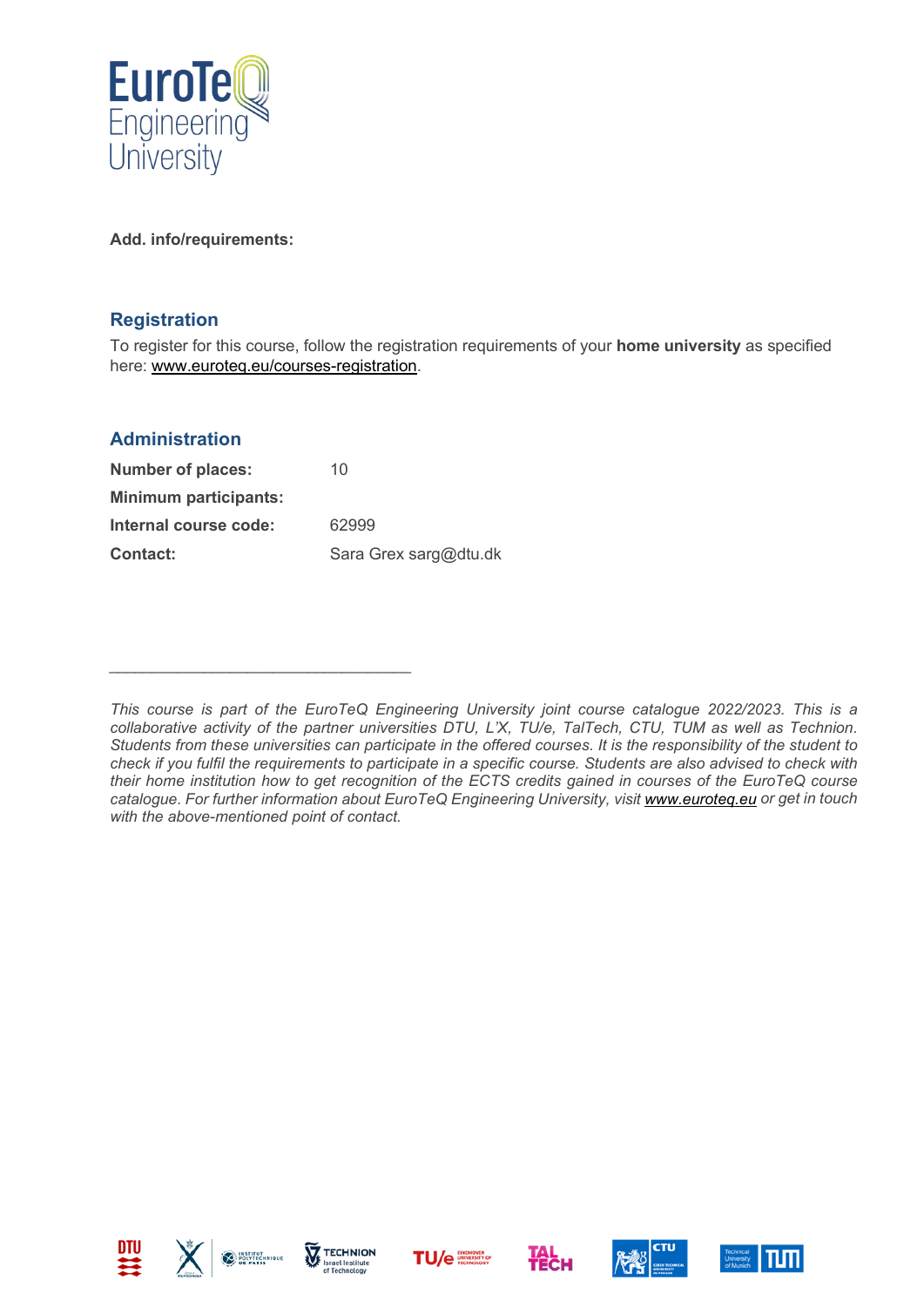**Add. info/requirements:**

## Registration

To register for this course, follow the registration requirements of your **home university** as specified here: www.euroteq.eu/courses-registration.

## Administration

| | |
|---|---|
| **Number of places:** | 10 |
| **Minimum participants:** | |
| **Internal course code:** | 62999 |
| **Contact:** | Sara Grex sarg@dtu.dk |

---

*This course is part of the EuroTeQ Engineering University joint course catalogue 2022/2023. This is a collaborative activity of the partner universities DTU, L'X, TU/e, TalTech, CTU, TUM as well as Technion. Students from these universities can participate in the offered courses. It is the responsibility of the student to check if you fulfil the requirements to participate in a specific course. Students are also advised to check with their home institution how to get recognition of the ECTS credits gained in courses of the EuroTeQ course catalogue. For further information about EuroTeQ Engineering University, visit www.euroteq.eu or get in touch with the above-mentioned point of contact.*